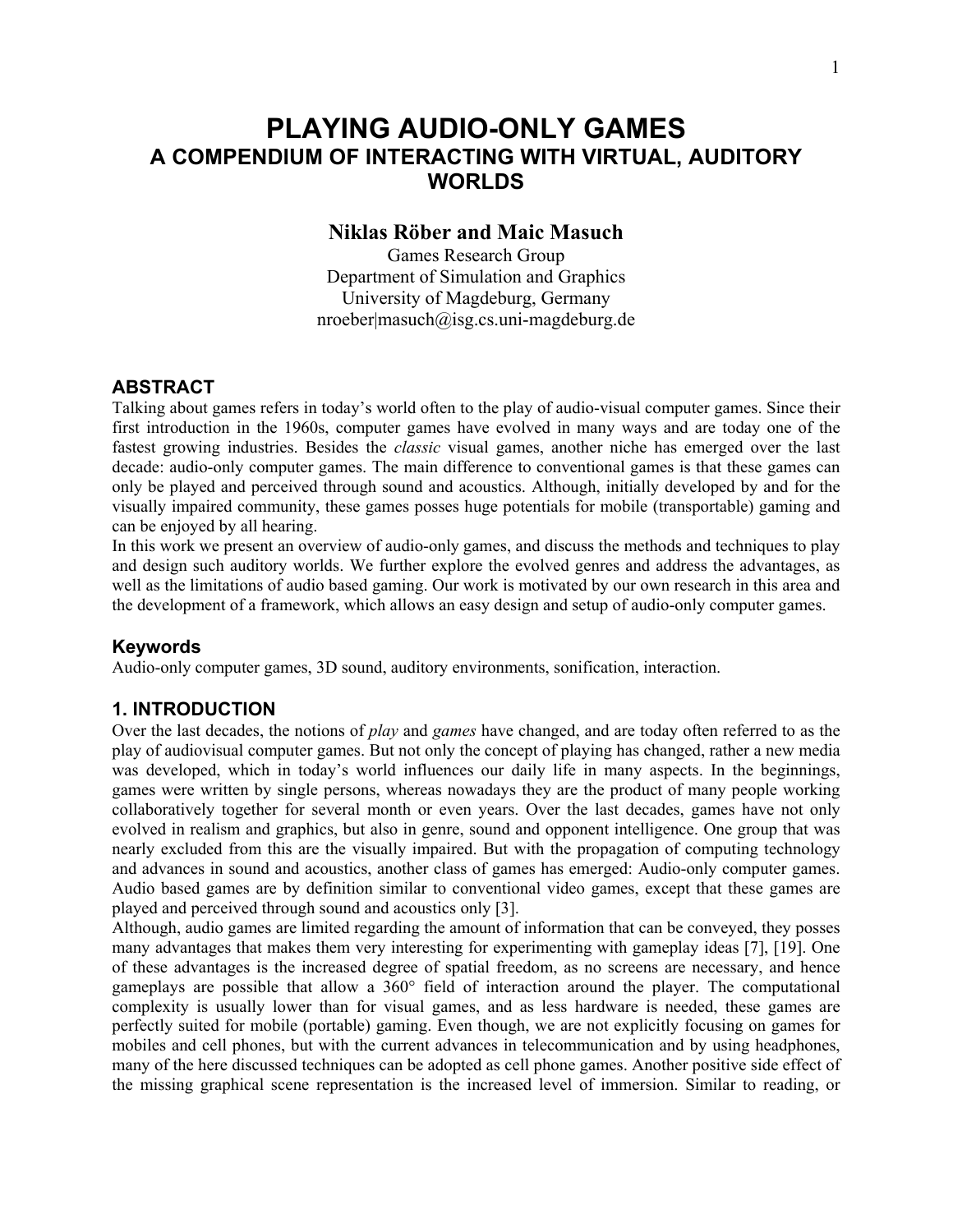# PLAYING AUDIO-ONLY GAMES
## A COMPENDIUM OF INTERACTING WITH VIRTUAL, AUDITORY WORLDS

**Niklas Röber and Maic Masuch**

Games Research Group
Department of Simulation and Graphics
University of Magdeburg, Germany
nroeber|masuch@isg.cs.uni-magdeburg.de

### ABSTRACT

Talking about games refers in today's world often to the play of audio-visual computer games. Since their first introduction in the 1960s, computer games have evolved in many ways and are today one of the fastest growing industries. Besides the *classic* visual games, another niche has emerged over the last decade: audio-only computer games. The main difference to conventional games is that these games can only be played and perceived through sound and acoustics. Although, initially developed by and for the visually impaired community, these games posses huge potentials for mobile (transportable) gaming and can be enjoyed by all hearing.

In this work we present an overview of audio-only games, and discuss the methods and techniques to play and design such auditory worlds. We further explore the evolved genres and address the advantages, as well as the limitations of audio based gaming. Our work is motivated by our own research in this area and the development of a framework, which allows an easy design and setup of audio-only computer games.

#### Keywords

Audio-only computer games, 3D sound, auditory environments, sonification, interaction.

### 1. INTRODUCTION

Over the last decades, the notions of *play* and *games* have changed, and are today often referred to as the play of audiovisual computer games. But not only the concept of playing has changed, rather a new media was developed, which in today's world influences our daily life in many aspects. In the beginnings, games were written by single persons, whereas nowadays they are the product of many people working collaboratively together for several month or even years. Over the last decades, games have not only evolved in realism and graphics, but also in genre, sound and opponent intelligence. One group that was nearly excluded from this are the visually impaired. But with the propagation of computing technology and advances in sound and acoustics, another class of games has emerged: Audio-only computer games. Audio based games are by definition similar to conventional video games, except that these games are played and perceived through sound and acoustics only [3].

Although, audio games are limited regarding the amount of information that can be conveyed, they posses many advantages that makes them very interesting for experimenting with gameplay ideas [7], [19]. One of these advantages is the increased degree of spatial freedom, as no screens are necessary, and hence gameplays are possible that allow a 360° field of interaction around the player. The computational complexity is usually lower than for visual games, and as less hardware is needed, these games are perfectly suited for mobile (portable) gaming. Even though, we are not explicitly focusing on games for mobiles and cell phones, but with the current advances in telecommunication and by using headphones, many of the here discussed techniques can be adopted as cell phone games. Another positive side effect of the missing graphical scene representation is the increased level of immersion. Similar to reading, or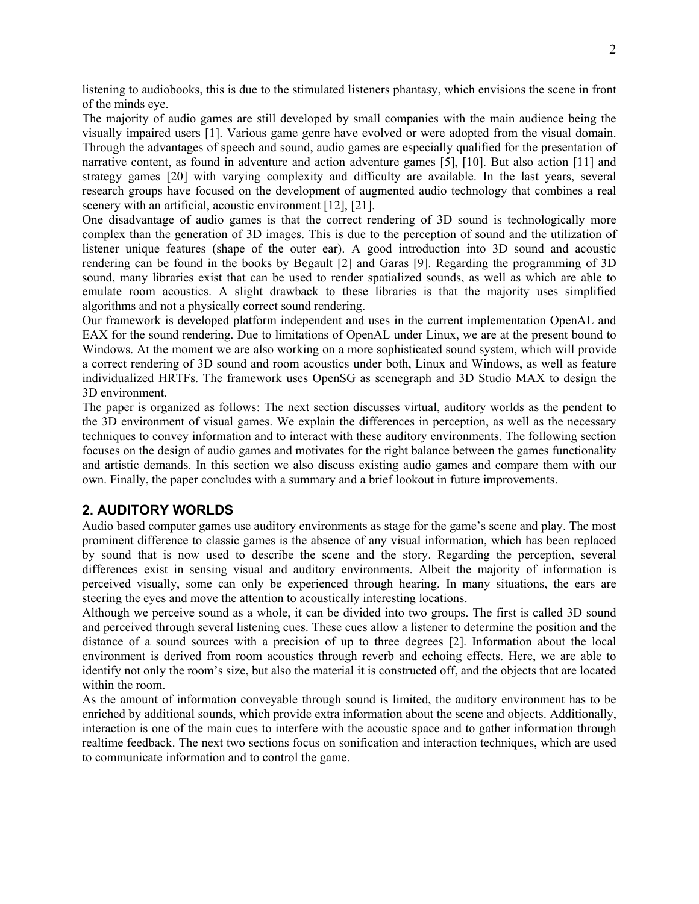listening to audiobooks, this is due to the stimulated listeners phantasy, which envisions the scene in front of the minds eye.

The majority of audio games are still developed by small companies with the main audience being the visually impaired users [1]. Various game genre have evolved or were adopted from the visual domain. Through the advantages of speech and sound, audio games are especially qualified for the presentation of narrative content, as found in adventure and action adventure games [5], [10]. But also action [11] and strategy games [20] with varying complexity and difficulty are available. In the last years, several research groups have focused on the development of augmented audio technology that combines a real scenery with an artificial, acoustic environment [12], [21].

One disadvantage of audio games is that the correct rendering of 3D sound is technologically more complex than the generation of 3D images. This is due to the perception of sound and the utilization of listener unique features (shape of the outer ear). A good introduction into 3D sound and acoustic rendering can be found in the books by Begault [2] and Garas [9]. Regarding the programming of 3D sound, many libraries exist that can be used to render spatialized sounds, as well as which are able to emulate room acoustics. A slight drawback to these libraries is that the majority uses simplified algorithms and not a physically correct sound rendering.

Our framework is developed platform independent and uses in the current implementation OpenAL and EAX for the sound rendering. Due to limitations of OpenAL under Linux, we are at the present bound to Windows. At the moment we are also working on a more sophisticated sound system, which will provide a correct rendering of 3D sound and room acoustics under both, Linux and Windows, as well as feature individualized HRTFs. The framework uses OpenSG as scenegraph and 3D Studio MAX to design the 3D environment.

The paper is organized as follows: The next section discusses virtual, auditory worlds as the pendent to the 3D environment of visual games. We explain the differences in perception, as well as the necessary techniques to convey information and to interact with these auditory environments. The following section focuses on the design of audio games and motivates for the right balance between the games functionality and artistic demands. In this section we also discuss existing audio games and compare them with our own. Finally, the paper concludes with a summary and a brief lookout in future improvements.

## 2. AUDITORY WORLDS

Audio based computer games use auditory environments as stage for the game's scene and play. The most prominent difference to classic games is the absence of any visual information, which has been replaced by sound that is now used to describe the scene and the story. Regarding the perception, several differences exist in sensing visual and auditory environments. Albeit the majority of information is perceived visually, some can only be experienced through hearing. In many situations, the ears are steering the eyes and move the attention to acoustically interesting locations.

Although we perceive sound as a whole, it can be divided into two groups. The first is called 3D sound and perceived through several listening cues. These cues allow a listener to determine the position and the distance of a sound sources with a precision of up to three degrees [2]. Information about the local environment is derived from room acoustics through reverb and echoing effects. Here, we are able to identify not only the room's size, but also the material it is constructed off, and the objects that are located within the room.

As the amount of information conveyable through sound is limited, the auditory environment has to be enriched by additional sounds, which provide extra information about the scene and objects. Additionally, interaction is one of the main cues to interfere with the acoustic space and to gather information through realtime feedback. The next two sections focus on sonification and interaction techniques, which are used to communicate information and to control the game.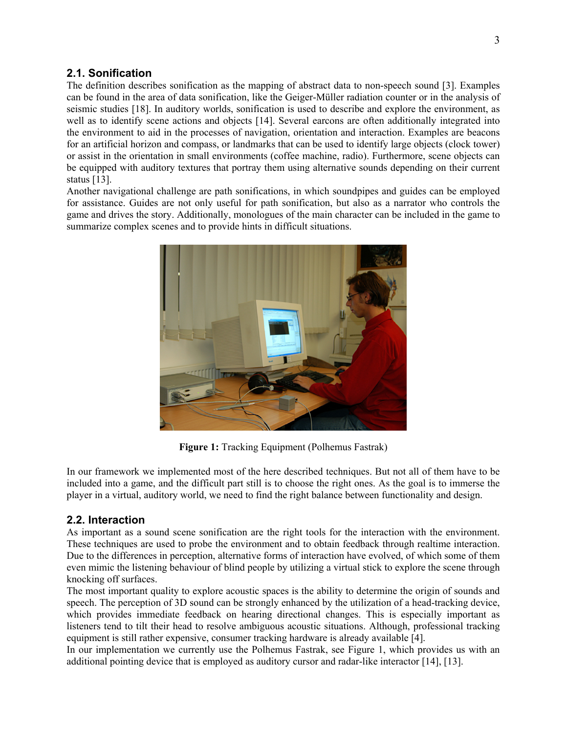## 2.1. Sonification

The definition describes sonification as the mapping of abstract data to non-speech sound [3]. Examples can be found in the area of data sonification, like the Geiger-Müller radiation counter or in the analysis of seismic studies [18]. In auditory worlds, sonification is used to describe and explore the environment, as well as to identify scene actions and objects [14]. Several earcons are often additionally integrated into the environment to aid in the processes of navigation, orientation and interaction. Examples are beacons for an artificial horizon and compass, or landmarks that can be used to identify large objects (clock tower) or assist in the orientation in small environments (coffee machine, radio). Furthermore, scene objects can be equipped with auditory textures that portray them using alternative sounds depending on their current status [13].

Another navigational challenge are path sonifications, in which soundpipes and guides can be employed for assistance. Guides are not only useful for path sonification, but also as a narrator who controls the game and drives the story. Additionally, monologues of the main character can be included in the game to summarize complex scenes and to provide hints in difficult situations.

**Figure 1:** Tracking Equipment (Polhemus Fastrak)

In our framework we implemented most of the here described techniques. But not all of them have to be included into a game, and the difficult part still is to choose the right ones. As the goal is to immerse the player in a virtual, auditory world, we need to find the right balance between functionality and design.

## 2.2. Interaction

As important as a sound scene sonification are the right tools for the interaction with the environment. These techniques are used to probe the environment and to obtain feedback through realtime interaction. Due to the differences in perception, alternative forms of interaction have evolved, of which some of them even mimic the listening behaviour of blind people by utilizing a virtual stick to explore the scene through knocking off surfaces.

The most important quality to explore acoustic spaces is the ability to determine the origin of sounds and speech. The perception of 3D sound can be strongly enhanced by the utilization of a head-tracking device, which provides immediate feedback on hearing directional changes. This is especially important as listeners tend to tilt their head to resolve ambiguous acoustic situations. Although, professional tracking equipment is still rather expensive, consumer tracking hardware is already available [4].

In our implementation we currently use the Polhemus Fastrak, see Figure 1, which provides us with an additional pointing device that is employed as auditory cursor and radar-like interactor [14], [13].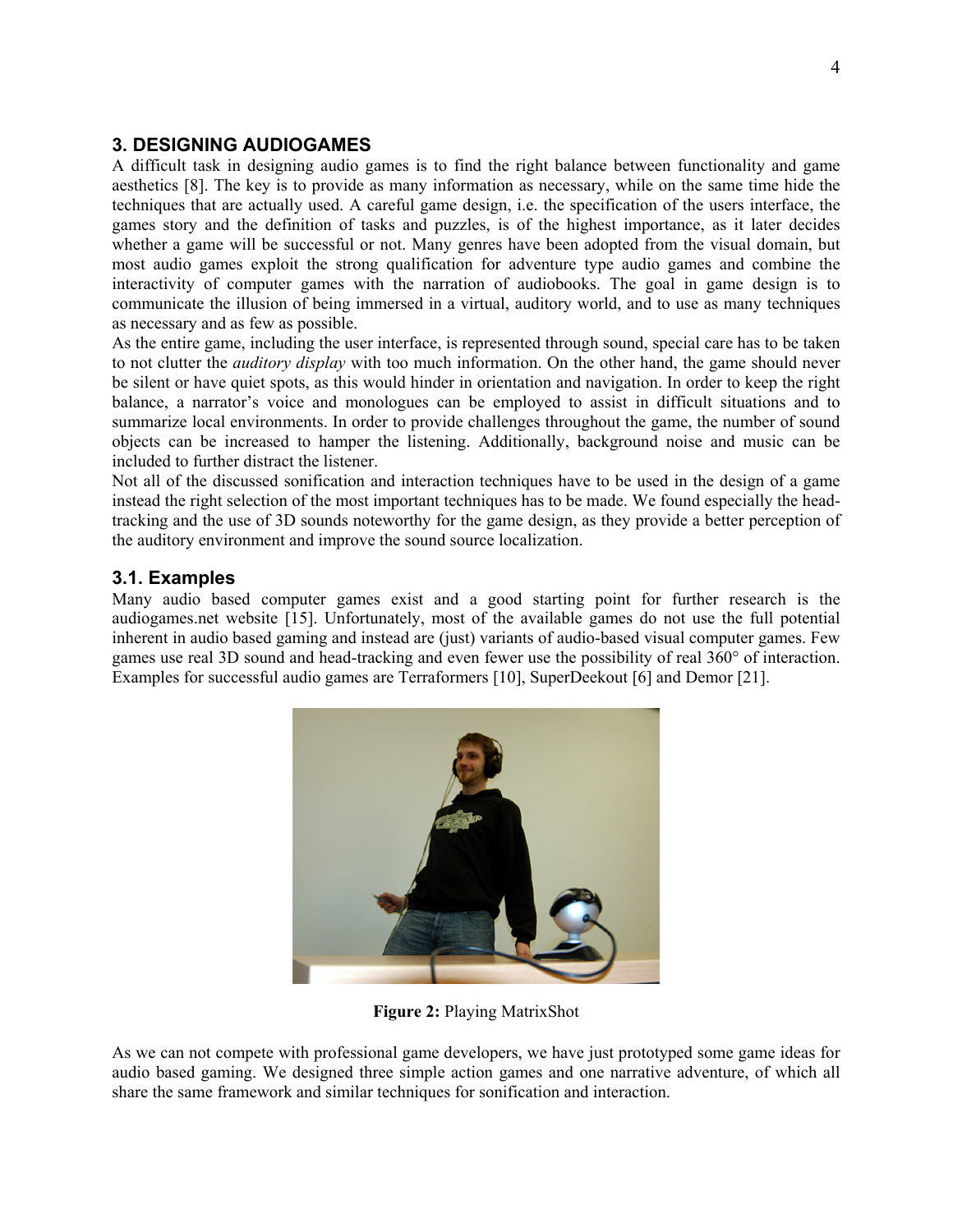## 3. DESIGNING AUDIOGAMES

A difficult task in designing audio games is to find the right balance between functionality and game aesthetics [8]. The key is to provide as many information as necessary, while on the same time hide the techniques that are actually used. A careful game design, i.e. the specification of the users interface, the games story and the definition of tasks and puzzles, is of the highest importance, as it later decides whether a game will be successful or not. Many genres have been adopted from the visual domain, but most audio games exploit the strong qualification for adventure type audio games and combine the interactivity of computer games with the narration of audiobooks. The goal in game design is to communicate the illusion of being immersed in a virtual, auditory world, and to use as many techniques as necessary and as few as possible.

As the entire game, including the user interface, is represented through sound, special care has to be taken to not clutter the *auditory display* with too much information. On the other hand, the game should never be silent or have quiet spots, as this would hinder in orientation and navigation. In order to keep the right balance, a narrator's voice and monologues can be employed to assist in difficult situations and to summarize local environments. In order to provide challenges throughout the game, the number of sound objects can be increased to hamper the listening. Additionally, background noise and music can be included to further distract the listener.

Not all of the discussed sonification and interaction techniques have to be used in the design of a game instead the right selection of the most important techniques has to be made. We found especially the head-tracking and the use of 3D sounds noteworthy for the game design, as they provide a better perception of the auditory environment and improve the sound source localization.

### 3.1. Examples

Many audio based computer games exist and a good starting point for further research is the audiogames.net website [15]. Unfortunately, most of the available games do not use the full potential inherent in audio based gaming and instead are (just) variants of audio-based visual computer games. Few games use real 3D sound and head-tracking and even fewer use the possibility of real 360° of interaction. Examples for successful audio games are Terraformers [10], SuperDeekout [6] and Demor [21].

**Figure 2:** Playing MatrixShot

As we can not compete with professional game developers, we have just prototyped some game ideas for audio based gaming. We designed three simple action games and one narrative adventure, of which all share the same framework and similar techniques for sonification and interaction.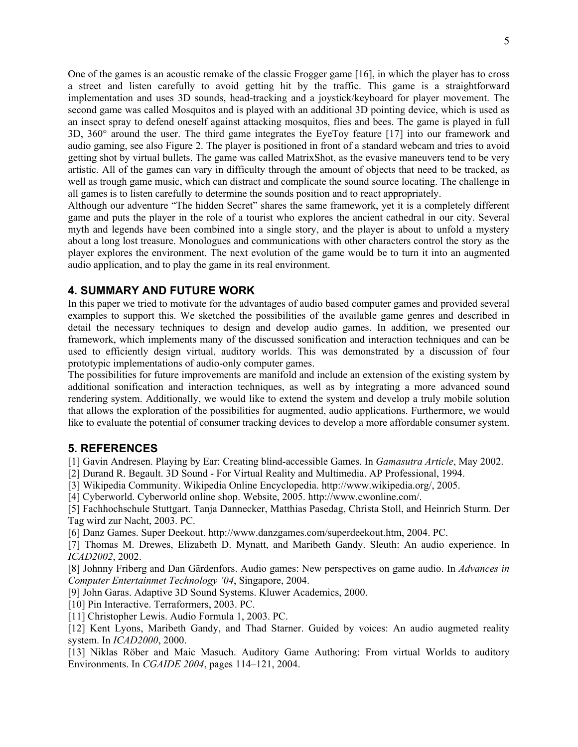One of the games is an acoustic remake of the classic Frogger game [16], in which the player has to cross a street and listen carefully to avoid getting hit by the traffic. This game is a straightforward implementation and uses 3D sounds, head-tracking and a joystick/keyboard for player movement. The second game was called Mosquitos and is played with an additional 3D pointing device, which is used as an insect spray to defend oneself against attacking mosquitos, flies and bees. The game is played in full 3D, 360° around the user. The third game integrates the EyeToy feature [17] into our framework and audio gaming, see also Figure 2. The player is positioned in front of a standard webcam and tries to avoid getting shot by virtual bullets. The game was called MatrixShot, as the evasive maneuvers tend to be very artistic. All of the games can vary in difficulty through the amount of objects that need to be tracked, as well as trough game music, which can distract and complicate the sound source locating. The challenge in all games is to listen carefully to determine the sounds position and to react appropriately.

Although our adventure "The hidden Secret" shares the same framework, yet it is a completely different game and puts the player in the role of a tourist who explores the ancient cathedral in our city. Several myth and legends have been combined into a single story, and the player is about to unfold a mystery about a long lost treasure. Monologues and communications with other characters control the story as the player explores the environment. The next evolution of the game would be to turn it into an augmented audio application, and to play the game in its real environment.

## 4. SUMMARY AND FUTURE WORK

In this paper we tried to motivate for the advantages of audio based computer games and provided several examples to support this. We sketched the possibilities of the available game genres and described in detail the necessary techniques to design and develop audio games. In addition, we presented our framework, which implements many of the discussed sonification and interaction techniques and can be used to efficiently design virtual, auditory worlds. This was demonstrated by a discussion of four prototypic implementations of audio-only computer games.

The possibilities for future improvements are manifold and include an extension of the existing system by additional sonification and interaction techniques, as well as by integrating a more advanced sound rendering system. Additionally, we would like to extend the system and develop a truly mobile solution that allows the exploration of the possibilities for augmented, audio applications. Furthermore, we would like to evaluate the potential of consumer tracking devices to develop a more affordable consumer system.

## 5. REFERENCES

[1] Gavin Andresen. Playing by Ear: Creating blind-accessible Games. In *Gamasutra Article*, May 2002.

[2] Durand R. Begault. 3D Sound - For Virtual Reality and Multimedia. AP Professional, 1994.

[3] Wikipedia Community. Wikipedia Online Encyclopedia. http://www.wikipedia.org/, 2005.

[4] Cyberworld. Cyberworld online shop. Website, 2005. http://www.cwonline.com/.

[5] Fachhochschule Stuttgart. Tanja Dannecker, Matthias Pasedag, Christa Stoll, and Heinrich Sturm. Der Tag wird zur Nacht, 2003. PC.

[6] Danz Games. Super Deekout. http://www.danzgames.com/superdeekout.htm, 2004. PC.

[7] Thomas M. Drewes, Elizabeth D. Mynatt, and Maribeth Gandy. Sleuth: An audio experience. In *ICAD2002*, 2002.

[8] Johnny Friberg and Dan Gärdenfors. Audio games: New perspectives on game audio. In *Advances in Computer Entertainmet Technology '04*, Singapore, 2004.

[9] John Garas. Adaptive 3D Sound Systems. Kluwer Academics, 2000.

[10] Pin Interactive. Terraformers, 2003. PC.

[11] Christopher Lewis. Audio Formula 1, 2003. PC.

[12] Kent Lyons, Maribeth Gandy, and Thad Starner. Guided by voices: An audio augmeted reality system. In *ICAD2000*, 2000.

[13] Niklas Röber and Maic Masuch. Auditory Game Authoring: From virtual Worlds to auditory Environments. In *CGAIDE 2004*, pages 114–121, 2004.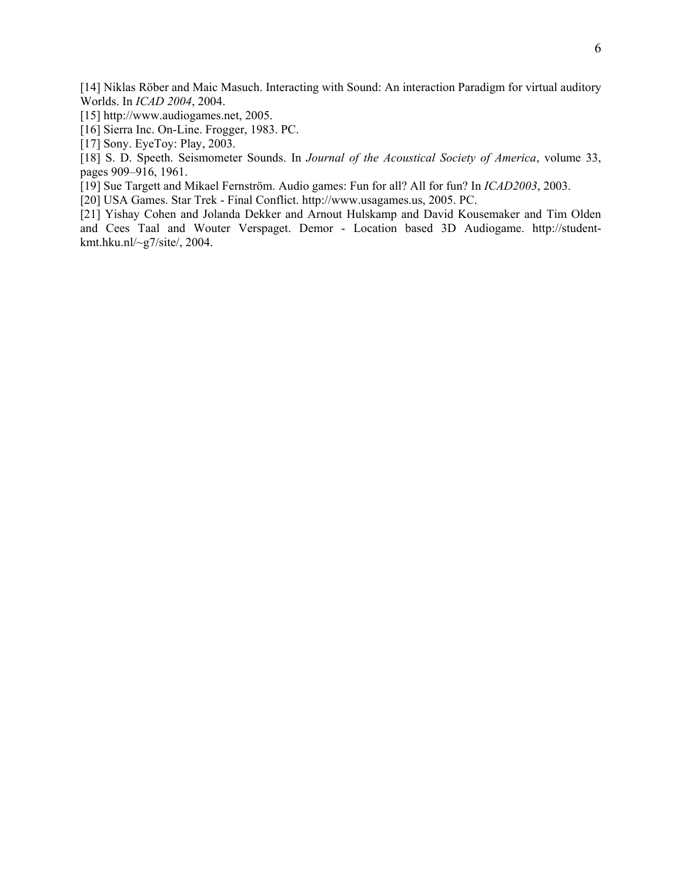[14] Niklas Röber and Maic Masuch. Interacting with Sound: An interaction Paradigm for virtual auditory Worlds. In *ICAD 2004*, 2004.

[15] http://www.audiogames.net, 2005.

[16] Sierra Inc. On-Line. Frogger, 1983. PC.

[17] Sony. EyeToy: Play, 2003.

[18] S. D. Speeth. Seismometer Sounds. In *Journal of the Acoustical Society of America*, volume 33, pages 909–916, 1961.

[19] Sue Targett and Mikael Fernström. Audio games: Fun for all? All for fun? In *ICAD2003*, 2003.

[20] USA Games. Star Trek - Final Conflict. http://www.usagames.us, 2005. PC.

[21] Yishay Cohen and Jolanda Dekker and Arnout Hulskamp and David Kousemaker and Tim Olden and Cees Taal and Wouter Verspaget. Demor - Location based 3D Audiogame. http://student-kmt.hku.nl/~g7/site/, 2004.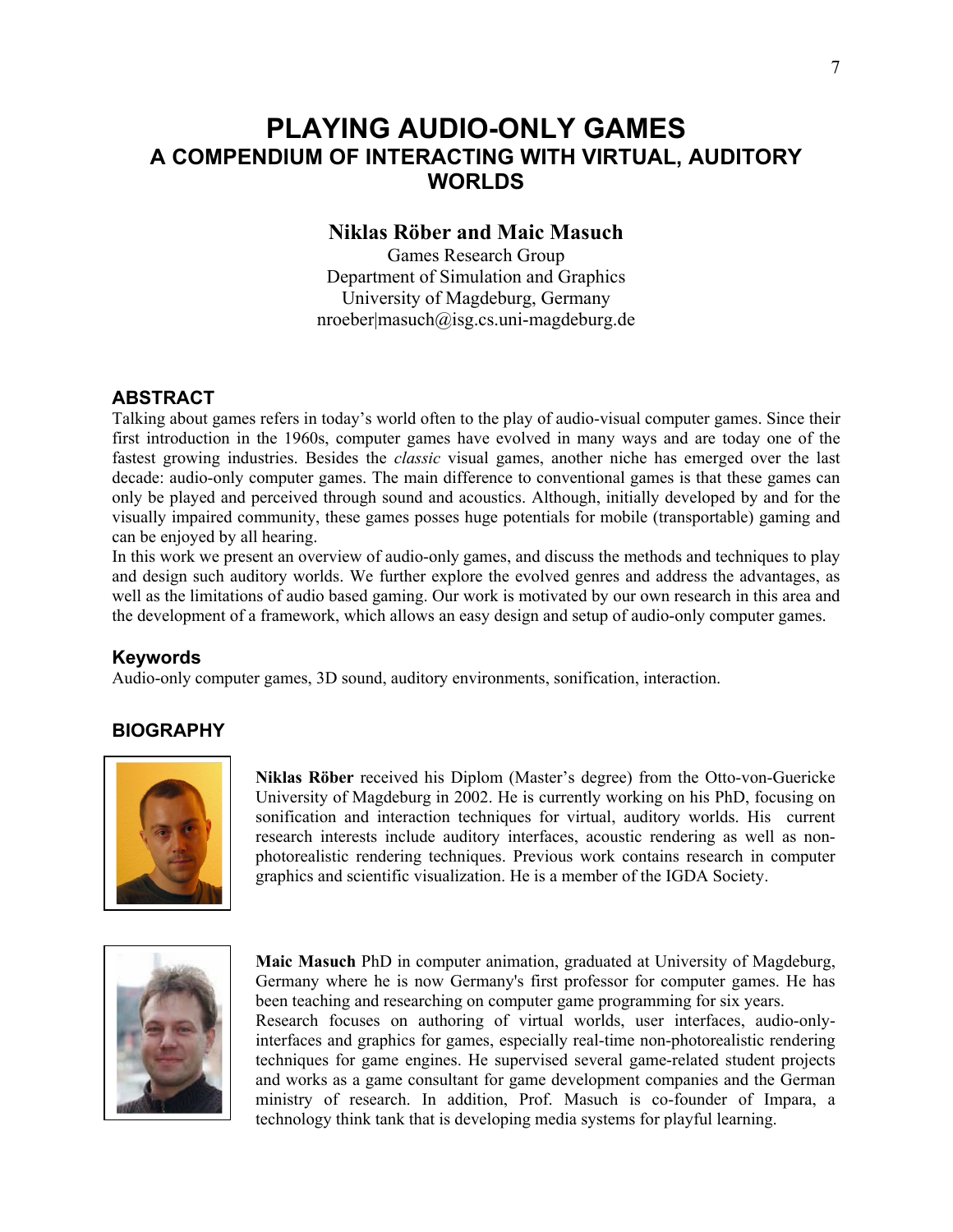# PLAYING AUDIO-ONLY GAMES
## A COMPENDIUM OF INTERACTING WITH VIRTUAL, AUDITORY WORLDS

**Niklas Röber and Maic Masuch**
Games Research Group
Department of Simulation and Graphics
University of Magdeburg, Germany
nroeber|masuch@isg.cs.uni-magdeburg.de

### ABSTRACT

Talking about games refers in today's world often to the play of audio-visual computer games. Since their first introduction in the 1960s, computer games have evolved in many ways and are today one of the fastest growing industries. Besides the *classic* visual games, another niche has emerged over the last decade: audio-only computer games. The main difference to conventional games is that these games can only be played and perceived through sound and acoustics. Although, initially developed by and for the visually impaired community, these games posses huge potentials for mobile (transportable) gaming and can be enjoyed by all hearing.

In this work we present an overview of audio-only games, and discuss the methods and techniques to play and design such auditory worlds. We further explore the evolved genres and address the advantages, as well as the limitations of audio based gaming. Our work is motivated by our own research in this area and the development of a framework, which allows an easy design and setup of audio-only computer games.

### Keywords

Audio-only computer games, 3D sound, auditory environments, sonification, interaction.

### BIOGRAPHY

**Niklas Röber** received his Diplom (Master's degree) from the Otto-von-Guericke University of Magdeburg in 2002. He is currently working on his PhD, focusing on sonification and interaction techniques for virtual, auditory worlds. His current research interests include auditory interfaces, acoustic rendering as well as non-photorealistic rendering techniques. Previous work contains research in computer graphics and scientific visualization. He is a member of the IGDA Society.

**Maic Masuch** PhD in computer animation, graduated at University of Magdeburg, Germany where he is now Germany's first professor for computer games. He has been teaching and researching on computer game programming for six years.
Research focuses on authoring of virtual worlds, user interfaces, audio-only-interfaces and graphics for games, especially real-time non-photorealistic rendering techniques for game engines. He supervised several game-related student projects and works as a game consultant for game development companies and the German ministry of research. In addition, Prof. Masuch is co-founder of Impara, a technology think tank that is developing media systems for playful learning.